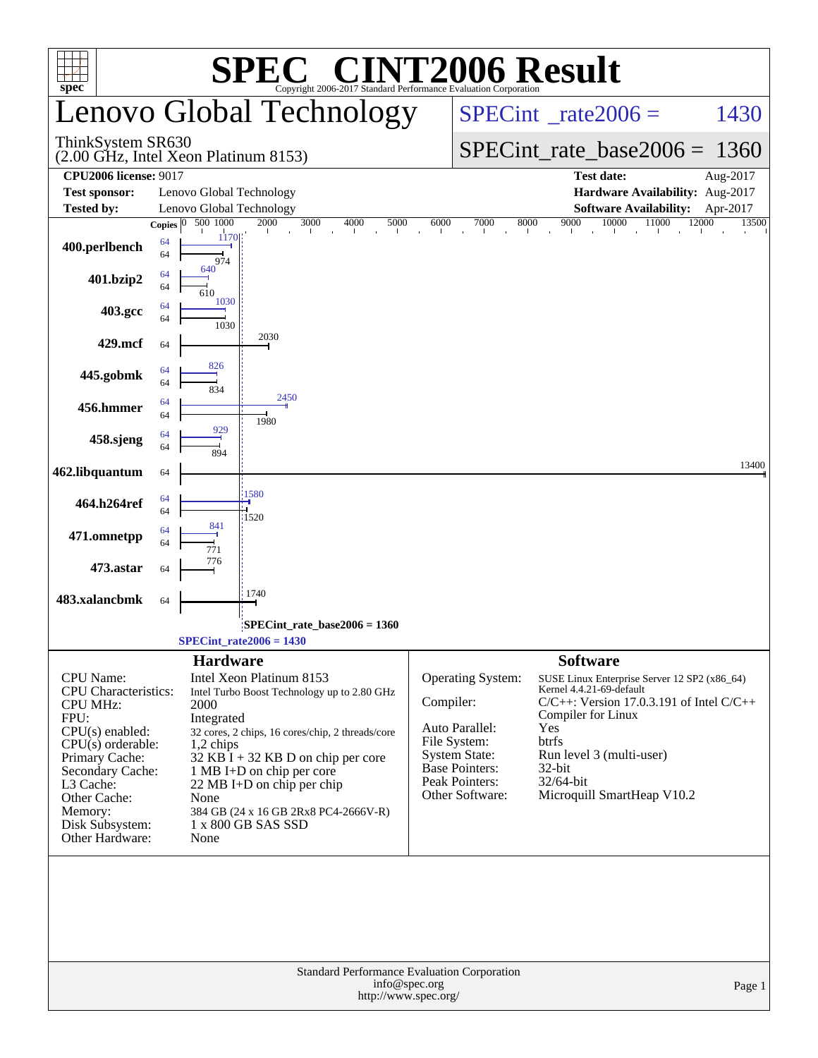# SPEC® CINT2006 Result

Copyright 2006-2017 Standard Performance Evaluation Corporation

## Lenovo Global Technology

ThinkSystem SR630
(2.00 GHz, Intel Xeon Platinum 8153)

SPECint_rate2006 = 1430

SPECint_rate_base2006 = 1360

| | | | |
|---|---|---|---|
| **CPU2006 license:** 9017 | | **Test date:** | Aug-2017 |
| **Test sponsor:** | Lenovo Global Technology | **Hardware Availability:** | Aug-2017 |
| **Tested by:** | Lenovo Global Technology | **Software Availability:** | Apr-2017 |

| Benchmark | Copies (peak) | Peak | Copies (base) | Base |
|---|---|---|---|---|
| 400.perlbench | 64 | 1170 | 64 | 974 |
| 401.bzip2 | 64 | 640 | 64 | 610 |
| 403.gcc | 64 | 1030 | 64 | 1030 |
| 429.mcf | | | 64 | 2030 |
| 445.gobmk | 64 | 826 | 64 | 834 |
| 456.hmmer | 64 | 2450 | 64 | 1980 |
| 458.sjeng | 64 | 929 | 64 | 894 |
| 462.libquantum | | | 64 | 13400 |
| 464.h264ref | 64 | 1580 | 64 | 1520 |
| 471.omnetpp | 64 | 841 | 64 | 771 |
| 473.astar | | | 64 | 776 |
| 483.xalancbmk | | | 64 | 1740 |

SPECint_rate_base2006 = 1360

SPECint_rate2006 = 1430

## Hardware

| | |
|---|---|
| CPU Name: | Intel Xeon Platinum 8153 |
| CPU Characteristics: | Intel Turbo Boost Technology up to 2.80 GHz |
| CPU MHz: | 2000 |
| FPU: | Integrated |
| CPU(s) enabled: | 32 cores, 2 chips, 16 cores/chip, 2 threads/core |
| CPU(s) orderable: | 1,2 chips |
| Primary Cache: | 32 KB I + 32 KB D on chip per core |
| Secondary Cache: | 1 MB I+D on chip per core |
| L3 Cache: | 22 MB I+D on chip per chip |
| Other Cache: | None |
| Memory: | 384 GB (24 x 16 GB 2Rx8 PC4-2666V-R) |
| Disk Subsystem: | 1 x 800 GB SAS SSD |
| Other Hardware: | None |

## Software

| | |
|---|---|
| Operating System: | SUSE Linux Enterprise Server 12 SP2 (x86_64) Kernel 4.4.21-69-default |
| Compiler: | C/C++: Version 17.0.3.191 of Intel C/C++ Compiler for Linux |
| Auto Parallel: | Yes |
| File System: | btrfs |
| System State: | Run level 3 (multi-user) |
| Base Pointers: | 32-bit |
| Peak Pointers: | 32/64-bit |
| Other Software: | Microquill SmartHeap V10.2 |

Standard Performance Evaluation Corporation
info@spec.org
http://www.spec.org/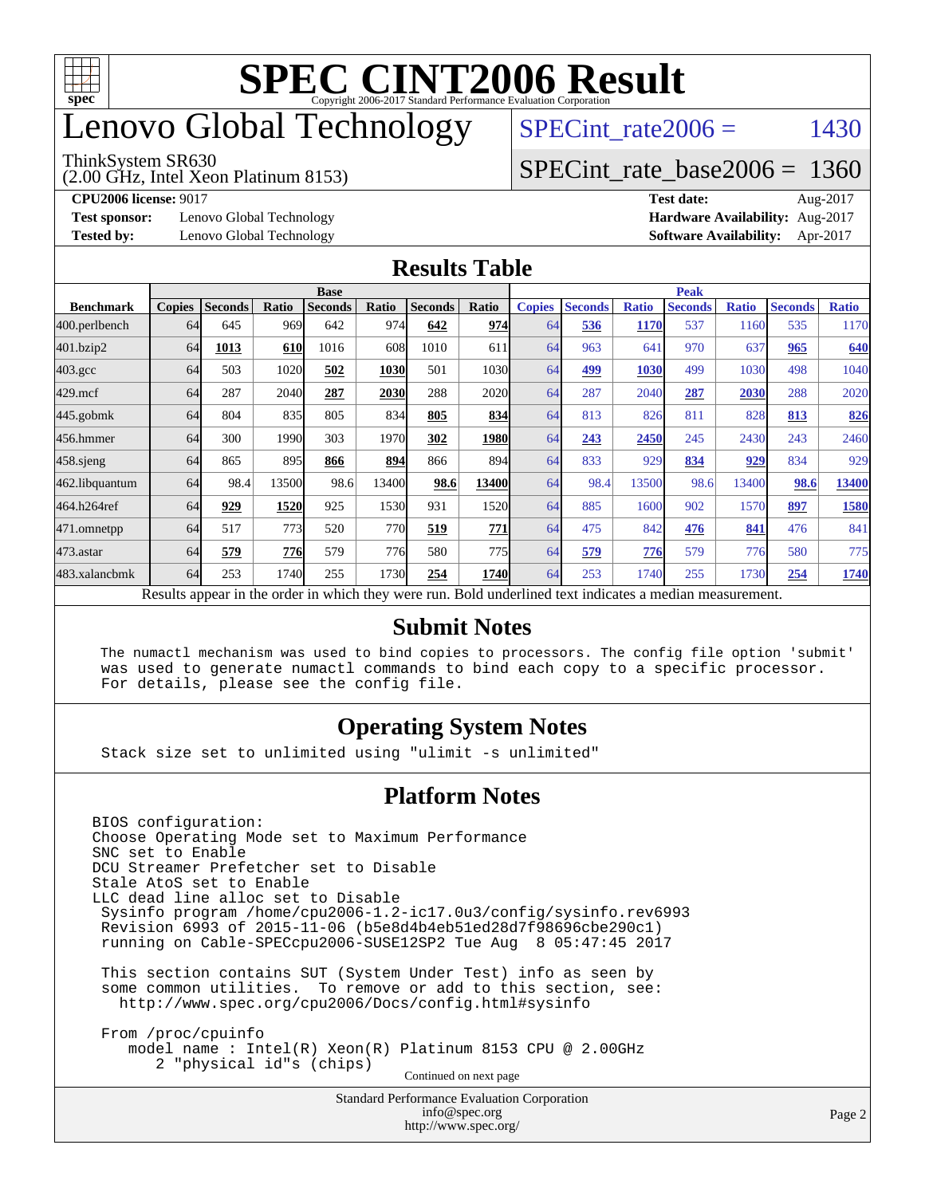# SPEC CINT2006 Result

Copyright 2006-2017 Standard Performance Evaluation Corporation

## Lenovo Global Technology

ThinkSystem SR630
(2.00 GHz, Intel Xeon Platinum 8153)

SPECint_rate2006 = 1430

SPECint_rate_base2006 = 1360

**CPU2006 license:** 9017
**Test sponsor:** Lenovo Global Technology
**Tested by:** Lenovo Global Technology

**Test date:** Aug-2017
**Hardware Availability:** Aug-2017
**Software Availability:** Apr-2017

## Results Table

| Benchmark | Base | | | | | | | Peak | | | | | | |
|---|---|---|---|---|---|---|---|---|---|---|---|---|---|---|
| | Copies | Seconds | Ratio | Seconds | Ratio | Seconds | Ratio | Copies | Seconds | Ratio | Seconds | Ratio | Seconds | Ratio |
| 400.perlbench | 64 | 645 | 969 | 642 | 974 | **642** | **974** | 64 | **536** | **1170** | 537 | 1160 | 535 | 1170 |
| 401.bzip2 | 64 | **1013** | **610** | 1016 | 608 | 1010 | 611 | 64 | 963 | 641 | 970 | 637 | **965** | **640** |
| 403.gcc | 64 | 503 | 1020 | **502** | **1030** | 501 | 1030 | 64 | **499** | **1030** | 499 | 1030 | 498 | 1040 |
| 429.mcf | 64 | 287 | 2040 | **287** | **2030** | 288 | 2020 | 64 | 287 | 2040 | **287** | **2030** | 288 | 2020 |
| 445.gobmk | 64 | 804 | 835 | 805 | 834 | **805** | **834** | 64 | 813 | 826 | 811 | 828 | **813** | **826** |
| 456.hmmer | 64 | 300 | 1990 | 303 | 1970 | **302** | **1980** | 64 | **243** | **2450** | 245 | 2430 | 243 | 2460 |
| 458.sjeng | 64 | 865 | 895 | **866** | **894** | 866 | 894 | 64 | 833 | 929 | **834** | **929** | 834 | 929 |
| 462.libquantum | 64 | 98.4 | 13500 | 98.6 | 13400 | **98.6** | **13400** | 64 | 98.4 | 13500 | 98.6 | 13400 | **98.6** | **13400** |
| 464.h264ref | 64 | **929** | **1520** | 925 | 1530 | 931 | 1520 | 64 | 885 | 1600 | 902 | 1570 | **897** | **1580** |
| 471.omnetpp | 64 | 517 | 773 | 520 | 770 | **519** | **771** | 64 | 475 | 842 | **476** | **841** | 476 | 841 |
| 473.astar | 64 | **579** | **776** | 579 | 776 | 580 | 775 | 64 | **579** | **776** | 579 | 776 | 580 | 775 |
| 483.xalancbmk | 64 | 253 | 1740 | 255 | 1730 | **254** | **1740** | 64 | 253 | 1740 | 255 | 1730 | **254** | **1740** |

Results appear in the order in which they were run. Bold underlined text indicates a median measurement.

## Submit Notes

```
The numactl mechanism was used to bind copies to processors. The config file option 'submit'
was used to generate numactl commands to bind each copy to a specific processor.
For details, please see the config file.
```

## Operating System Notes

```
Stack size set to unlimited using "ulimit -s unlimited"
```

## Platform Notes

```
BIOS configuration:
Choose Operating Mode set to Maximum Performance
SNC set to Enable
DCU Streamer Prefetcher set to Disable
Stale AtoS set to Enable
LLC dead line alloc set to Disable
 Sysinfo program /home/cpu2006-1.2-ic17.0u3/config/sysinfo.rev6993
 Revision 6993 of 2015-11-06 (b5e8d4b4eb51ed28d7f98696cbe290c1)
 running on Cable-SPECcpu2006-SUSE12SP2 Tue Aug  8 05:47:45 2017

 This section contains SUT (System Under Test) info as seen by
 some common utilities.  To remove or add to this section, see:
   http://www.spec.org/cpu2006/Docs/config.html#sysinfo

 From /proc/cpuinfo
    model name : Intel(R) Xeon(R) Platinum 8153 CPU @ 2.00GHz
       2 "physical id"s (chips)
```

Continued on next page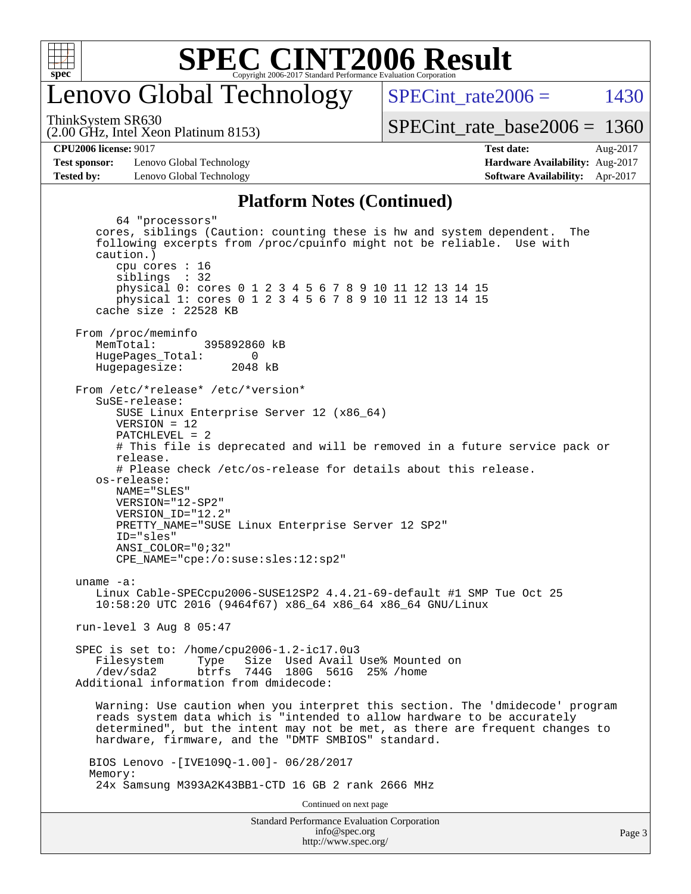## Platform Notes (Continued)

```
       64 "processors"
    cores, siblings (Caution: counting these is hw and system dependent.  The
    following excerpts from /proc/cpuinfo might not be reliable.  Use with
    caution.)
       cpu cores : 16
       siblings  : 32
       physical 0: cores 0 1 2 3 4 5 6 7 8 9 10 11 12 13 14 15
       physical 1: cores 0 1 2 3 4 5 6 7 8 9 10 11 12 13 14 15
    cache size : 22528 KB

 From /proc/meminfo
    MemTotal:       395892860 kB
    HugePages_Total:       0
    Hugepagesize:       2048 kB

 From /etc/*release* /etc/*version*
    SuSE-release:
       SUSE Linux Enterprise Server 12 (x86_64)
       VERSION = 12
       PATCHLEVEL = 2
       # This file is deprecated and will be removed in a future service pack or
       release.
       # Please check /etc/os-release for details about this release.
    os-release:
       NAME="SLES"
       VERSION="12-SP2"
       VERSION_ID="12.2"
       PRETTY_NAME="SUSE Linux Enterprise Server 12 SP2"
       ID="sles"
       ANSI_COLOR="0;32"
       CPE_NAME="cpe:/o:suse:sles:12:sp2"

 uname -a:
    Linux Cable-SPECcpu2006-SUSE12SP2 4.4.21-69-default #1 SMP Tue Oct 25
    10:58:20 UTC 2016 (9464f67) x86_64 x86_64 x86_64 GNU/Linux

 run-level 3 Aug 8 05:47

 SPEC is set to: /home/cpu2006-1.2-ic17.0u3
    Filesystem     Type   Size  Used Avail Use% Mounted on
    /dev/sda2      btrfs  744G  180G  561G  25% /home
 Additional information from dmidecode:

    Warning: Use caution when you interpret this section. The 'dmidecode' program
    reads system data which is "intended to allow hardware to be accurately
    determined", but the intent may not be met, as there are frequent changes to
    hardware, firmware, and the "DMTF SMBIOS" standard.

   BIOS Lenovo -[IVE109Q-1.00]- 06/28/2017
   Memory:
    24x Samsung M393A2K43BB1-CTD 16 GB 2 rank 2666 MHz
```

Continued on next page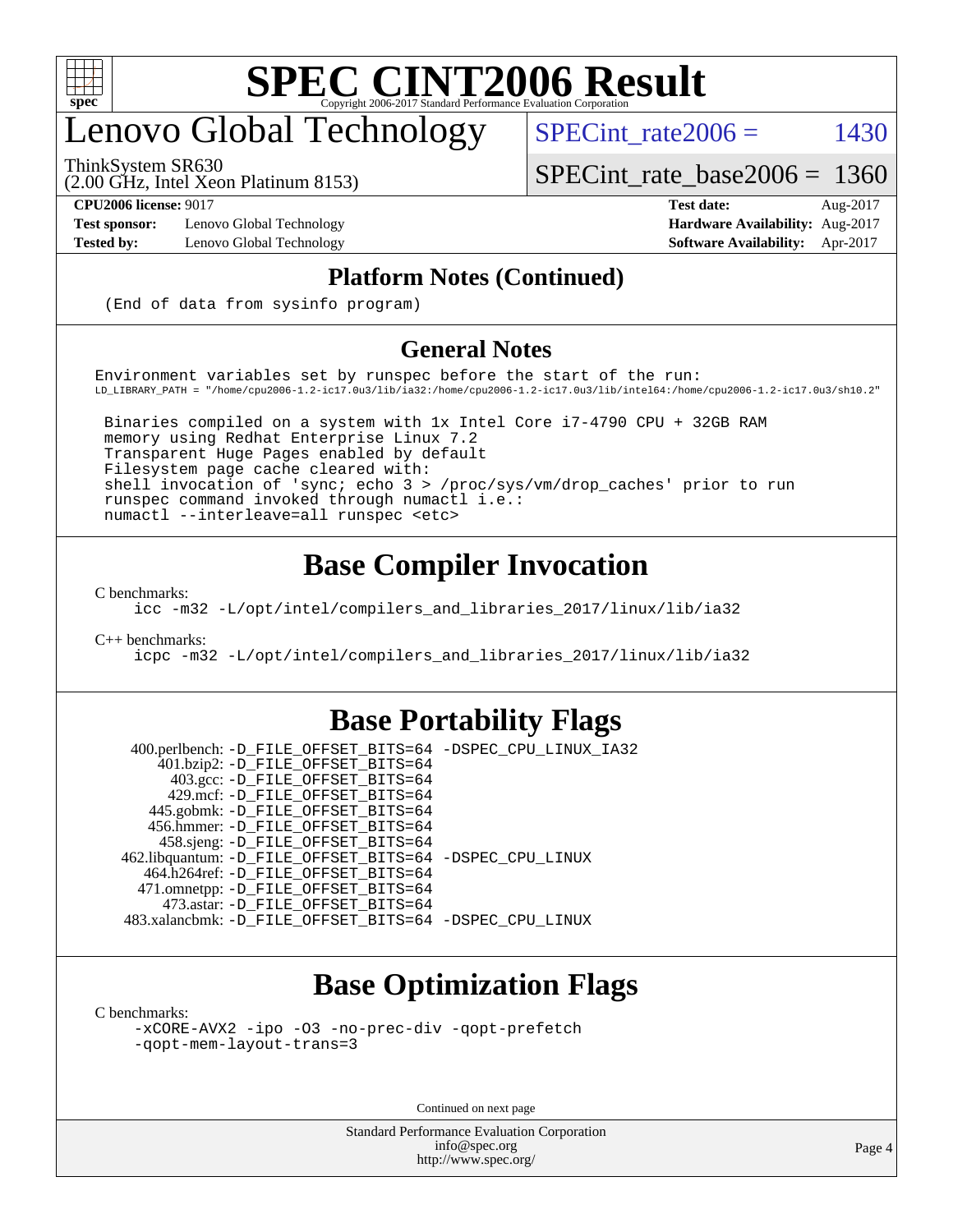# SPEC CINT2006 Result

Copyright 2006-2017 Standard Performance Evaluation Corporation

## Lenovo Global Technology

ThinkSystem SR630
(2.00 GHz, Intel Xeon Platinum 8153)

SPECint_rate2006 = 1430

SPECint_rate_base2006 = 1360

**CPU2006 license:** 9017
**Test sponsor:** Lenovo Global Technology
**Tested by:** Lenovo Global Technology

**Test date:** Aug-2017
**Hardware Availability:** Aug-2017
**Software Availability:** Apr-2017

### Platform Notes (Continued)

```
(End of data from sysinfo program)
```

### General Notes

```
Environment variables set by runspec before the start of the run:
LD_LIBRARY_PATH = "/home/cpu2006-1.2-ic17.0u3/lib/ia32:/home/cpu2006-1.2-ic17.0u3/lib/intel64:/home/cpu2006-1.2-ic17.0u3/sh10.2"

 Binaries compiled on a system with 1x Intel Core i7-4790 CPU + 32GB RAM
 memory using Redhat Enterprise Linux 7.2
 Transparent Huge Pages enabled by default
 Filesystem page cache cleared with:
 shell invocation of 'sync; echo 3 > /proc/sys/vm/drop_caches' prior to run
 runspec command invoked through numactl i.e.:
 numactl --interleave=all runspec <etc>
```

## Base Compiler Invocation

C benchmarks:
```
icc -m32 -L/opt/intel/compilers_and_libraries_2017/linux/lib/ia32
```

C++ benchmarks:
```
icpc -m32 -L/opt/intel/compilers_and_libraries_2017/linux/lib/ia32
```

## Base Portability Flags

```
    400.perlbench: -D_FILE_OFFSET_BITS=64 -DSPEC_CPU_LINUX_IA32
        401.bzip2: -D_FILE_OFFSET_BITS=64
          403.gcc: -D_FILE_OFFSET_BITS=64
          429.mcf: -D_FILE_OFFSET_BITS=64
        445.gobmk: -D_FILE_OFFSET_BITS=64
        456.hmmer: -D_FILE_OFFSET_BITS=64
        458.sjeng: -D_FILE_OFFSET_BITS=64
   462.libquantum: -D_FILE_OFFSET_BITS=64 -DSPEC_CPU_LINUX
      464.h264ref: -D_FILE_OFFSET_BITS=64
      471.omnetpp: -D_FILE_OFFSET_BITS=64
        473.astar: -D_FILE_OFFSET_BITS=64
    483.xalancbmk: -D_FILE_OFFSET_BITS=64 -DSPEC_CPU_LINUX
```

## Base Optimization Flags

C benchmarks:
```
-xCORE-AVX2 -ipo -O3 -no-prec-div -qopt-prefetch
-qopt-mem-layout-trans=3
```

Continued on next page

Standard Performance Evaluation Corporation
info@spec.org
http://www.spec.org/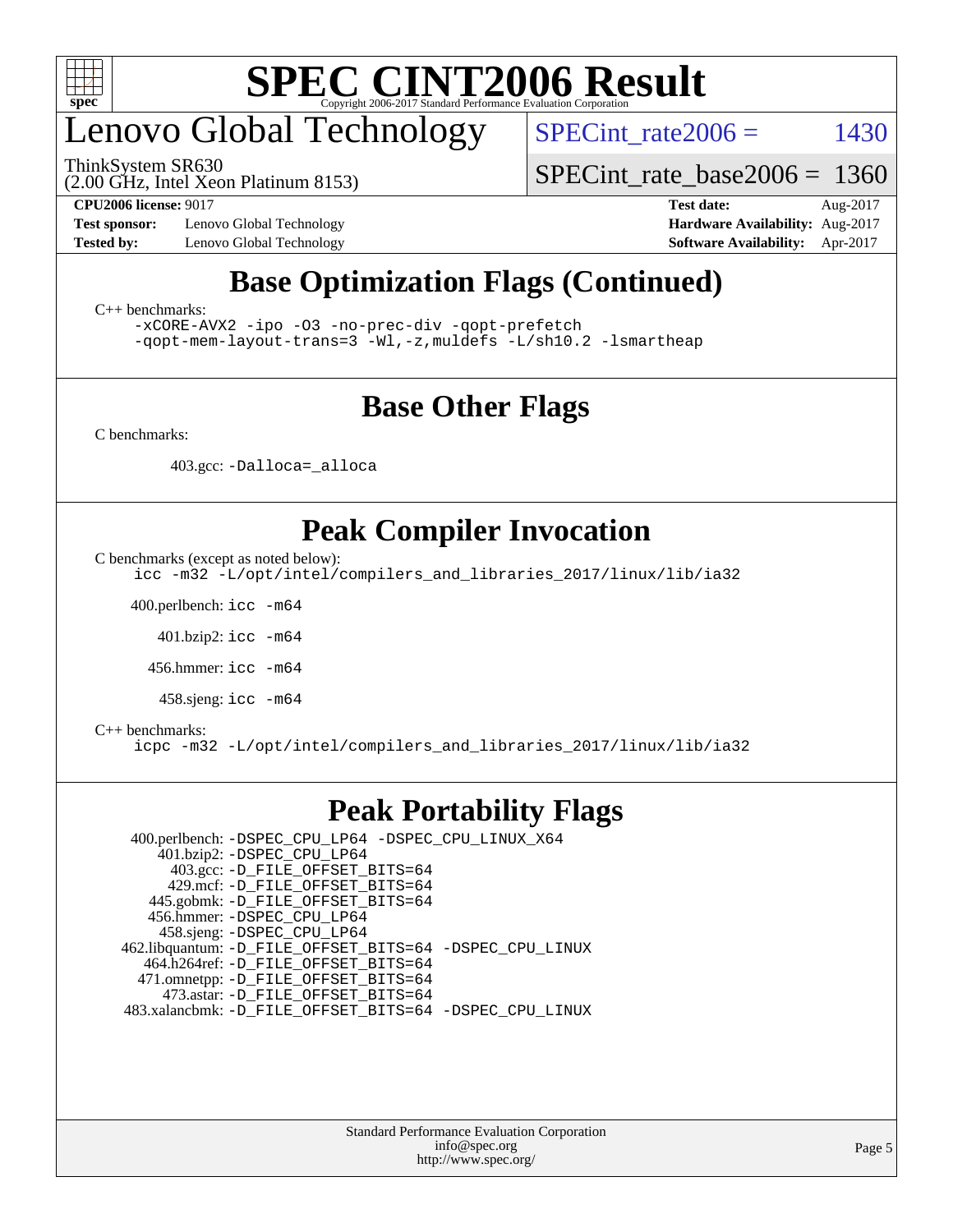# SPEC CINT2006 Result

Copyright 2006-2017 Standard Performance Evaluation Corporation

## Lenovo Global Technology

ThinkSystem SR630
(2.00 GHz, Intel Xeon Platinum 8153)

SPECint_rate2006 = 1430

SPECint_rate_base2006 = 1360

**CPU2006 license:** 9017

**Test sponsor:** Lenovo Global Technology

**Tested by:** Lenovo Global Technology

**Test date:** Aug-2017

**Hardware Availability:** Aug-2017

**Software Availability:** Apr-2017

## Base Optimization Flags (Continued)

C++ benchmarks:

```
-xCORE-AVX2 -ipo -O3 -no-prec-div -qopt-prefetch
-qopt-mem-layout-trans=3 -Wl,-z,muldefs -L/sh10.2 -lsmartheap
```

## Base Other Flags

C benchmarks:

403.gcc: `-Dalloca=_alloca`

## Peak Compiler Invocation

C benchmarks (except as noted below):

```
icc -m32 -L/opt/intel/compilers_and_libraries_2017/linux/lib/ia32
```

400.perlbench: `icc -m64`

401.bzip2: `icc -m64`

456.hmmer: `icc -m64`

458.sjeng: `icc -m64`

C++ benchmarks:

```
icpc -m32 -L/opt/intel/compilers_and_libraries_2017/linux/lib/ia32
```

## Peak Portability Flags

400.perlbench: `-DSPEC_CPU_LP64 -DSPEC_CPU_LINUX_X64`
401.bzip2: `-DSPEC_CPU_LP64`
403.gcc: `-D_FILE_OFFSET_BITS=64`
429.mcf: `-D_FILE_OFFSET_BITS=64`
445.gobmk: `-D_FILE_OFFSET_BITS=64`
456.hmmer: `-DSPEC_CPU_LP64`
458.sjeng: `-DSPEC_CPU_LP64`
462.libquantum: `-D_FILE_OFFSET_BITS=64 -DSPEC_CPU_LINUX`
464.h264ref: `-D_FILE_OFFSET_BITS=64`
471.omnetpp: `-D_FILE_OFFSET_BITS=64`
473.astar: `-D_FILE_OFFSET_BITS=64`
483.xalancbmk: `-D_FILE_OFFSET_BITS=64 -DSPEC_CPU_LINUX`

Standard Performance Evaluation Corporation
info@spec.org
http://www.spec.org/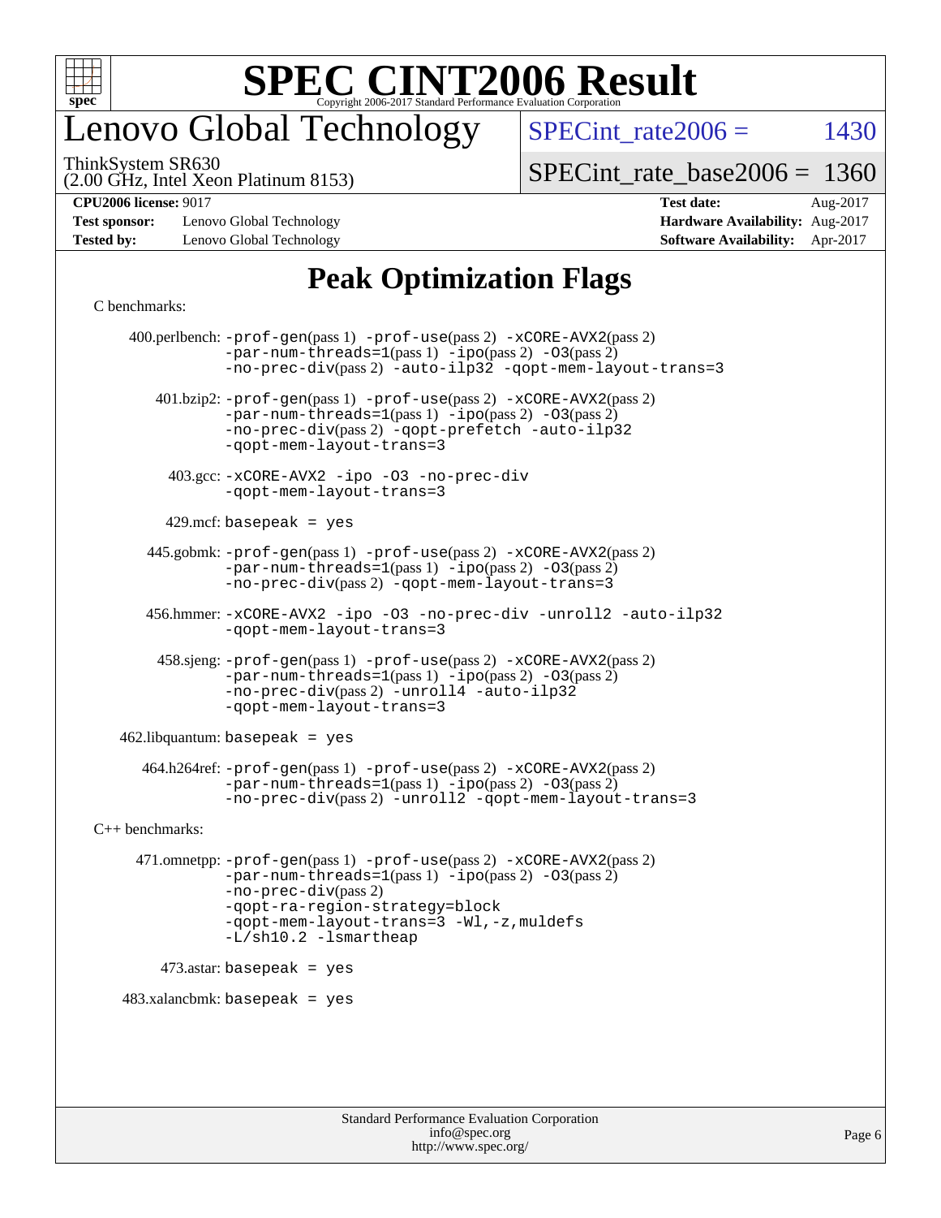# SPEC CINT2006 Result

Copyright 2006-2017 Standard Performance Evaluation Corporation

# Lenovo Global Technology

ThinkSystem SR630
(2.00 GHz, Intel Xeon Platinum 8153)

SPECint_rate2006 = 1430

SPECint_rate_base2006 = 1360

| | | | |
|---|---|---|---|
| **CPU2006 license:** 9017 | | **Test date:** | Aug-2017 |
| **Test sponsor:** | Lenovo Global Technology | **Hardware Availability:** | Aug-2017 |
| **Tested by:** | Lenovo Global Technology | **Software Availability:** | Apr-2017 |

## Peak Optimization Flags

C benchmarks:

400.perlbench: -prof-gen(pass 1) -prof-use(pass 2) -xCORE-AVX2(pass 2) -par-num-threads=1(pass 1) -ipo(pass 2) -O3(pass 2) -no-prec-div(pass 2) -auto-ilp32 -qopt-mem-layout-trans=3

401.bzip2: -prof-gen(pass 1) -prof-use(pass 2) -xCORE-AVX2(pass 2) -par-num-threads=1(pass 1) -ipo(pass 2) -O3(pass 2) -no-prec-div(pass 2) -qopt-prefetch -auto-ilp32 -qopt-mem-layout-trans=3

403.gcc: -xCORE-AVX2 -ipo -O3 -no-prec-div -qopt-mem-layout-trans=3

429.mcf: basepeak = yes

445.gobmk: -prof-gen(pass 1) -prof-use(pass 2) -xCORE-AVX2(pass 2) -par-num-threads=1(pass 1) -ipo(pass 2) -O3(pass 2) -no-prec-div(pass 2) -qopt-mem-layout-trans=3

456.hmmer: -xCORE-AVX2 -ipo -O3 -no-prec-div -unroll2 -auto-ilp32 -qopt-mem-layout-trans=3

458.sjeng: -prof-gen(pass 1) -prof-use(pass 2) -xCORE-AVX2(pass 2) -par-num-threads=1(pass 1) -ipo(pass 2) -O3(pass 2) -no-prec-div(pass 2) -unroll4 -auto-ilp32 -qopt-mem-layout-trans=3

462.libquantum: basepeak = yes

464.h264ref: -prof-gen(pass 1) -prof-use(pass 2) -xCORE-AVX2(pass 2) -par-num-threads=1(pass 1) -ipo(pass 2) -O3(pass 2) -no-prec-div(pass 2) -unroll2 -qopt-mem-layout-trans=3

C++ benchmarks:

471.omnetpp: -prof-gen(pass 1) -prof-use(pass 2) -xCORE-AVX2(pass 2) -par-num-threads=1(pass 1) -ipo(pass 2) -O3(pass 2) -no-prec-div(pass 2) -qopt-ra-region-strategy=block -qopt-mem-layout-trans=3 -Wl,-z,muldefs -L/sh10.2 -lsmartheap

473.astar: basepeak = yes

483.xalancbmk: basepeak = yes

Standard Performance Evaluation Corporation
info@spec.org
http://www.spec.org/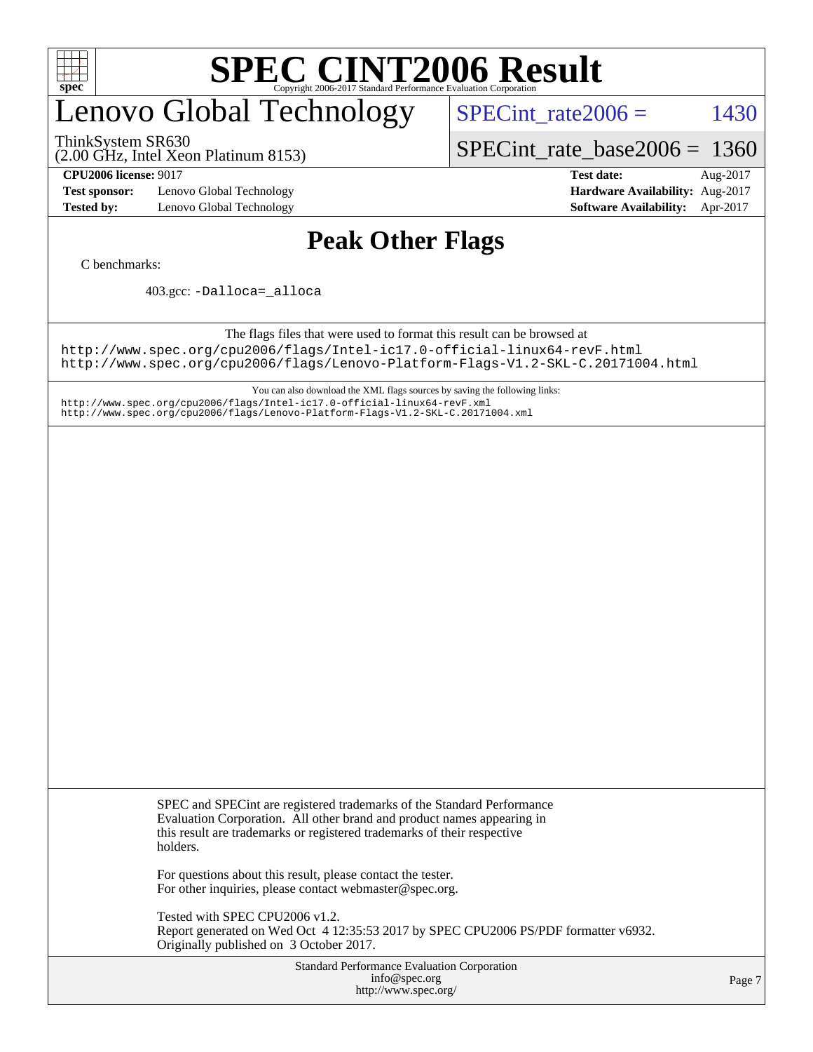# Peak Other Flags

C benchmarks:

403.gcc: -Dalloca=_alloca

The flags files that were used to format this result can be browsed at
http://www.spec.org/cpu2006/flags/Intel-ic17.0-official-linux64-revF.html
http://www.spec.org/cpu2006/flags/Lenovo-Platform-Flags-V1.2-SKL-C.20171004.html

You can also download the XML flags sources by saving the following links:
http://www.spec.org/cpu2006/flags/Intel-ic17.0-official-linux64-revF.xml
http://www.spec.org/cpu2006/flags/Lenovo-Platform-Flags-V1.2-SKL-C.20171004.xml

SPEC and SPECint are registered trademarks of the Standard Performance Evaluation Corporation. All other brand and product names appearing in this result are trademarks or registered trademarks of their respective holders.

For questions about this result, please contact the tester.
For other inquiries, please contact webmaster@spec.org.

Tested with SPEC CPU2006 v1.2.
Report generated on Wed Oct 4 12:35:53 2017 by SPEC CPU2006 PS/PDF formatter v6932.
Originally published on 3 October 2017.